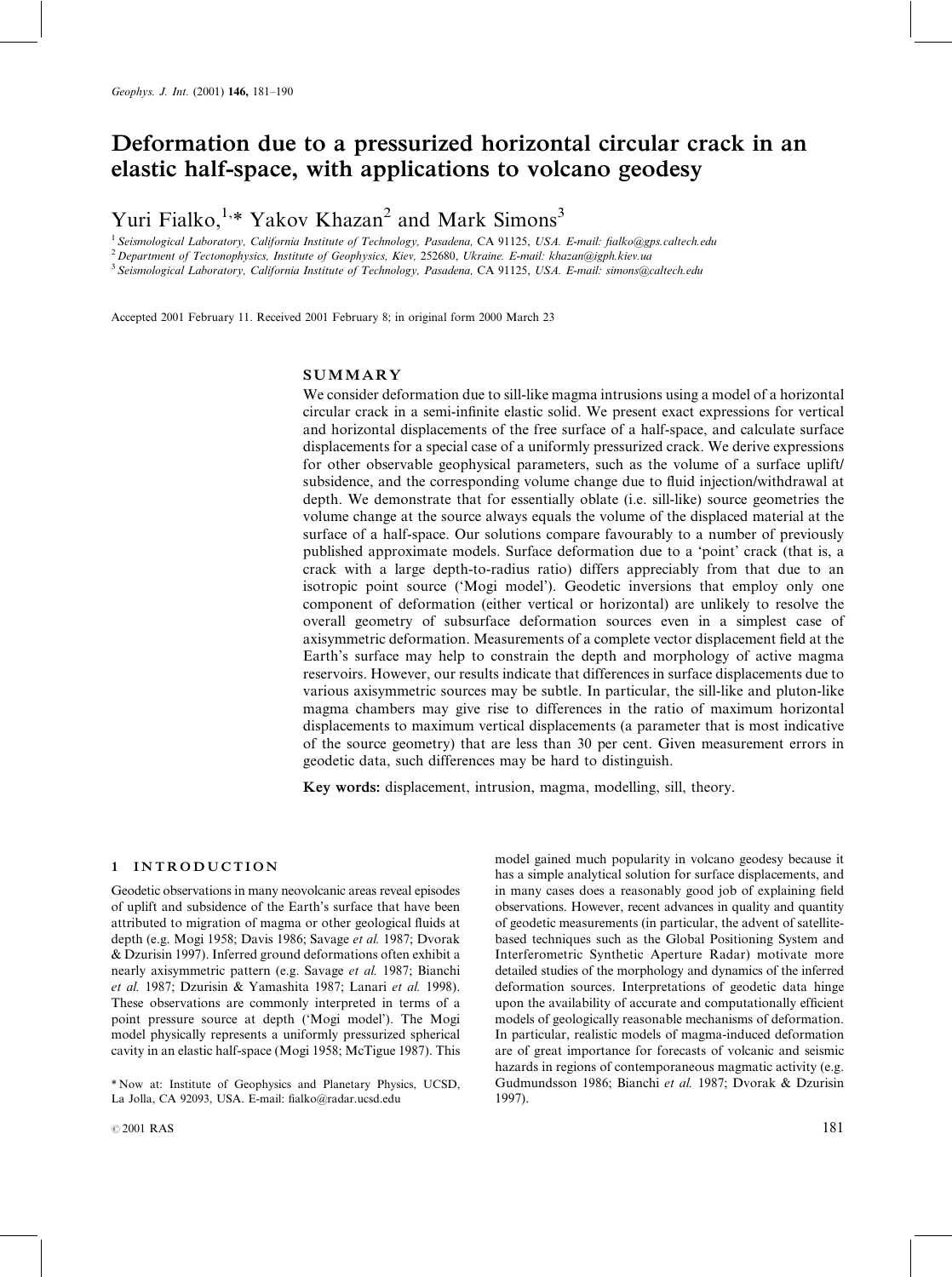# Deformation due to a pressurized horizontal circular crack in an elastic half-space, with applications to volcano geodesy

Yuri Fialko,[1,*] Yakov Khazan[2] and Mark Simons[3]

[1] *Seismological Laboratory, California Institute of Technology, Pasadena, CA 91125, USA. E-mail: fialko@gps.caltech.edu*
[2] *Department of Tectonophysics, Institute of Geophysics, Kiev, 252680, Ukraine. E-mail: khazan@igph.kiev.ua*
[3] *Seismological Laboratory, California Institute of Technology, Pasadena, CA 91125, USA. E-mail: simons@caltech.edu*

Accepted 2001 February 11. Received 2001 February 8; in original form 2000 March 23

## SUMMARY

We consider deformation due to sill-like magma intrusions using a model of a horizontal circular crack in a semi-infinite elastic solid. We present exact expressions for vertical and horizontal displacements of the free surface of a half-space, and calculate surface displacements for a special case of a uniformly pressurized crack. We derive expressions for other observable geophysical parameters, such as the volume of a surface uplift/subsidence, and the corresponding volume change due to fluid injection/withdrawal at depth. We demonstrate that for essentially oblate (i.e. sill-like) source geometries the volume change at the source always equals the volume of the displaced material at the surface of a half-space. Our solutions compare favourably to a number of previously published approximate models. Surface deformation due to a 'point' crack (that is, a crack with a large depth-to-radius ratio) differs appreciably from that due to an isotropic point source ('Mogi model'). Geodetic inversions that employ only one component of deformation (either vertical or horizontal) are unlikely to resolve the overall geometry of subsurface deformation sources even in a simplest case of axisymmetric deformation. Measurements of a complete vector displacement field at the Earth's surface may help to constrain the depth and morphology of active magma reservoirs. However, our results indicate that differences in surface displacements due to various axisymmetric sources may be subtle. In particular, the sill-like and pluton-like magma chambers may give rise to differences in the ratio of maximum horizontal displacements to maximum vertical displacements (a parameter that is most indicative of the source geometry) that are less than 30 per cent. Given measurement errors in geodetic data, such differences may be hard to distinguish.

**Key words:** displacement, intrusion, magma, modelling, sill, theory.

## 1 INTRODUCTION

Geodetic observations in many neovolcanic areas reveal episodes of uplift and subsidence of the Earth's surface that have been attributed to migration of magma or other geological fluids at depth (e.g. Mogi 1958; Davis 1986; Savage *et al.* 1987; Dvorak & Dzurisin 1997). Inferred ground deformations often exhibit a nearly axisymmetric pattern (e.g. Savage *et al.* 1987; Bianchi *et al.* 1987; Dzurisin & Yamashita 1987; Lanari *et al.* 1998). These observations are commonly interpreted in terms of a point pressure source at depth ('Mogi model'). The Mogi model physically represents a uniformly pressurized spherical cavity in an elastic half-space (Mogi 1958; McTigue 1987). This model gained much popularity in volcano geodesy because it has a simple analytical solution for surface displacements, and in many cases does a reasonably good job of explaining field observations. However, recent advances in quality and quantity of geodetic measurements (in particular, the advent of satellite-based techniques such as the Global Positioning System and Interferometric Synthetic Aperture Radar) motivate more detailed studies of the morphology and dynamics of the inferred deformation sources. Interpretations of geodetic data hinge upon the availability of accurate and computationally efficient models of geologically reasonable mechanisms of deformation. In particular, realistic models of magma-induced deformation are of great importance for forecasts of volcanic and seismic hazards in regions of contemporaneous magmatic activity (e.g. Gudmundsson 1986; Bianchi *et al.* 1987; Dvorak & Dzurisin 1997).

\* Now at: Institute of Geophysics and Planetary Physics, UCSD, La Jolla, CA 92093, USA. E-mail: fialko@radar.ucsd.edu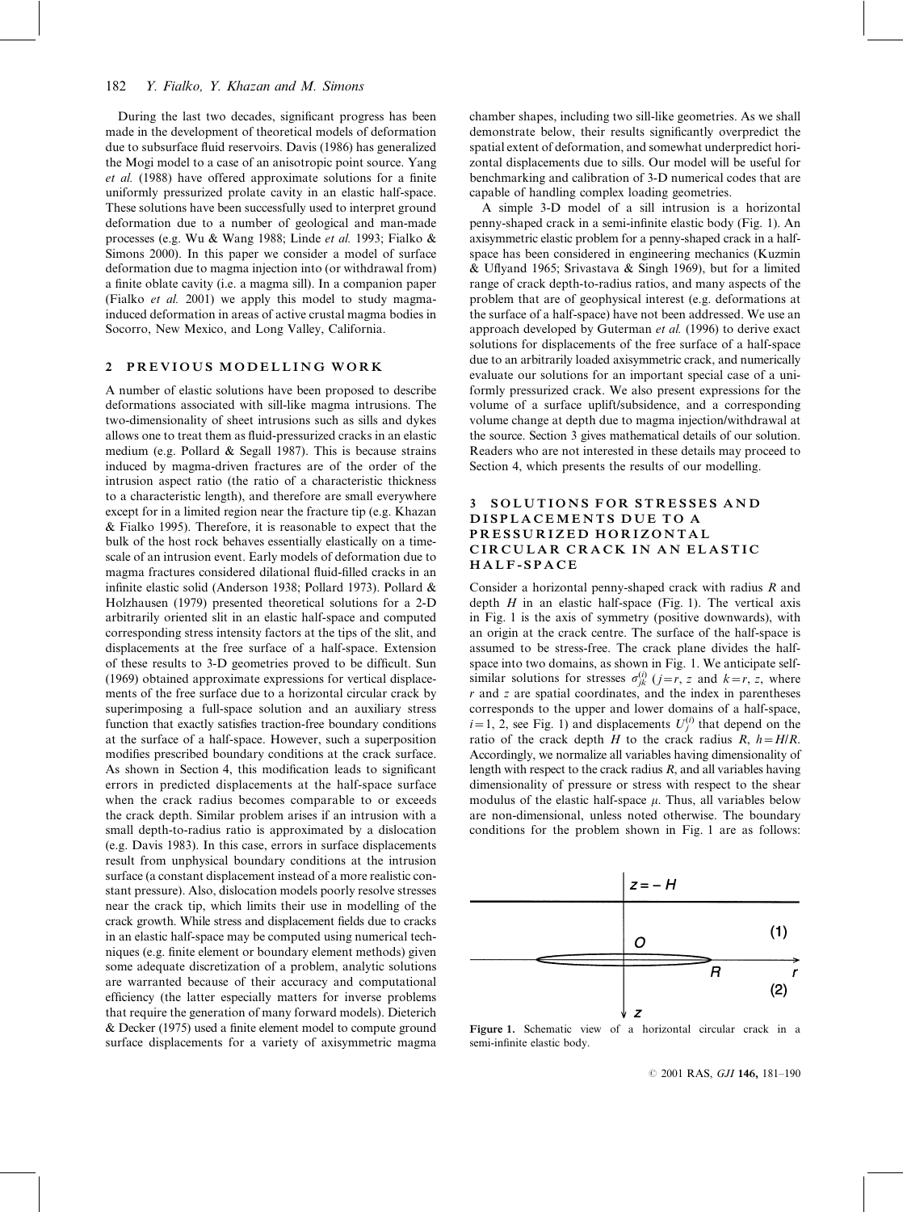During the last two decades, significant progress has been made in the development of theoretical models of deformation due to subsurface fluid reservoirs. Davis (1986) has generalized the Mogi model to a case of an anisotropic point source. Yang *et al.* (1988) have offered approximate solutions for a finite uniformly pressurized prolate cavity in an elastic half-space. These solutions have been successfully used to interpret ground deformation due to a number of geological and man-made processes (e.g. Wu & Wang 1988; Linde *et al.* 1993; Fialko & Simons 2000). In this paper we consider a model of surface deformation due to magma injection into (or withdrawal from) a finite oblate cavity (i.e. a magma sill). In a companion paper (Fialko *et al.* 2001) we apply this model to study magma-induced deformation in areas of active crustal magma bodies in Socorro, New Mexico, and Long Valley, California.

## 2 PREVIOUS MODELLING WORK

A number of elastic solutions have been proposed to describe deformations associated with sill-like magma intrusions. The two-dimensionality of sheet intrusions such as sills and dykes allows one to treat them as fluid-pressurized cracks in an elastic medium (e.g. Pollard & Segall 1987). This is because strains induced by magma-driven fractures are of the order of the intrusion aspect ratio (the ratio of a characteristic thickness to a characteristic length), and therefore are small everywhere except for in a limited region near the fracture tip (e.g. Khazan & Fialko 1995). Therefore, it is reasonable to expect that the bulk of the host rock behaves essentially elastically on a time-scale of an intrusion event. Early models of deformation due to magma fractures considered dilational fluid-filled cracks in an infinite elastic solid (Anderson 1938; Pollard 1973). Pollard & Holzhausen (1979) presented theoretical solutions for a 2-D arbitrarily oriented slit in an elastic half-space and computed corresponding stress intensity factors at the tips of the slit, and displacements at the free surface of a half-space. Extension of these results to 3-D geometries proved to be difficult. Sun (1969) obtained approximate expressions for vertical displacements of the free surface due to a horizontal circular crack by superimposing a full-space solution and an auxiliary stress function that exactly satisfies traction-free boundary conditions at the surface of a half-space. However, such a superposition modifies prescribed boundary conditions at the crack surface. As shown in Section 4, this modification leads to significant errors in predicted displacements at the half-space surface when the crack radius becomes comparable to or exceeds the crack depth. Similar problem arises if an intrusion with a small depth-to-radius ratio is approximated by a dislocation (e.g. Davis 1983). In this case, errors in surface displacements result from unphysical boundary conditions at the intrusion surface (a constant displacement instead of a more realistic constant pressure). Also, dislocation models poorly resolve stresses near the crack tip, which limits their use in modelling of the crack growth. While stress and displacement fields due to cracks in an elastic half-space may be computed using numerical techniques (e.g. finite element or boundary element methods) given some adequate discretization of a problem, analytic solutions are warranted because of their accuracy and computational efficiency (the latter especially matters for inverse problems that require the generation of many forward models). Dieterich & Decker (1975) used a finite element model to compute ground surface displacements for a variety of axisymmetric magma chamber shapes, including two sill-like geometries. As we shall demonstrate below, their results significantly overpredict the spatial extent of deformation, and somewhat underpredict horizontal displacements due to sills. Our model will be useful for benchmarking and calibration of 3-D numerical codes that are capable of handling complex loading geometries.

A simple 3-D model of a sill intrusion is a horizontal penny-shaped crack in a semi-infinite elastic body (Fig. 1). An axisymmetric elastic problem for a penny-shaped crack in a half-space has been considered in engineering mechanics (Kuzmin & Uflyand 1965; Srivastava & Singh 1969), but for a limited range of crack depth-to-radius ratios, and many aspects of the problem that are of geophysical interest (e.g. deformations at the surface of a half-space) have not been addressed. We use an approach developed by Guterman *et al.* (1996) to derive exact solutions for displacements of the free surface of a half-space due to an arbitrarily loaded axisymmetric crack, and numerically evaluate our solutions for an important special case of a uniformly pressurized crack. We also present expressions for the volume of a surface uplift/subsidence, and a corresponding volume change at depth due to magma injection/withdrawal at the source. Section 3 gives mathematical details of our solution. Readers who are not interested in these details may proceed to Section 4, which presents the results of our modelling.

## 3 SOLUTIONS FOR STRESSES AND DISPLACEMENTS DUE TO A PRESSURIZED HORIZONTAL CIRCULAR CRACK IN AN ELASTIC HALF-SPACE

Consider a horizontal penny-shaped crack with radius $R$ and depth $H$ in an elastic half-space (Fig. 1). The vertical axis in Fig. 1 is the axis of symmetry (positive downwards), with an origin at the crack centre. The surface of the half-space is assumed to be stress-free. The crack plane divides the half-space into two domains, as shown in Fig. 1. We anticipate self-similar solutions for stresses $\sigma_{jk}^{(i)}$ ($j=r$, $z$ and $k=r$, $z$, where $r$ and $z$ are spatial coordinates, and the index in parentheses corresponds to the upper and lower domains of a half-space, $i=1$, 2, see Fig. 1) and displacements $U_j^{(i)}$ that depend on the ratio of the crack depth $H$ to the crack radius $R$, $h=H/R$. Accordingly, we normalize all variables having dimensionality of length with respect to the crack radius $R$, and all variables having dimensionality of pressure or stress with respect to the shear modulus of the elastic half-space $\mu$. Thus, all variables below are non-dimensional, unless noted otherwise. The boundary conditions for the problem shown in Fig. 1 are as follows:

**Figure 1.** Schematic view of a horizontal circular crack in a semi-infinite elastic body.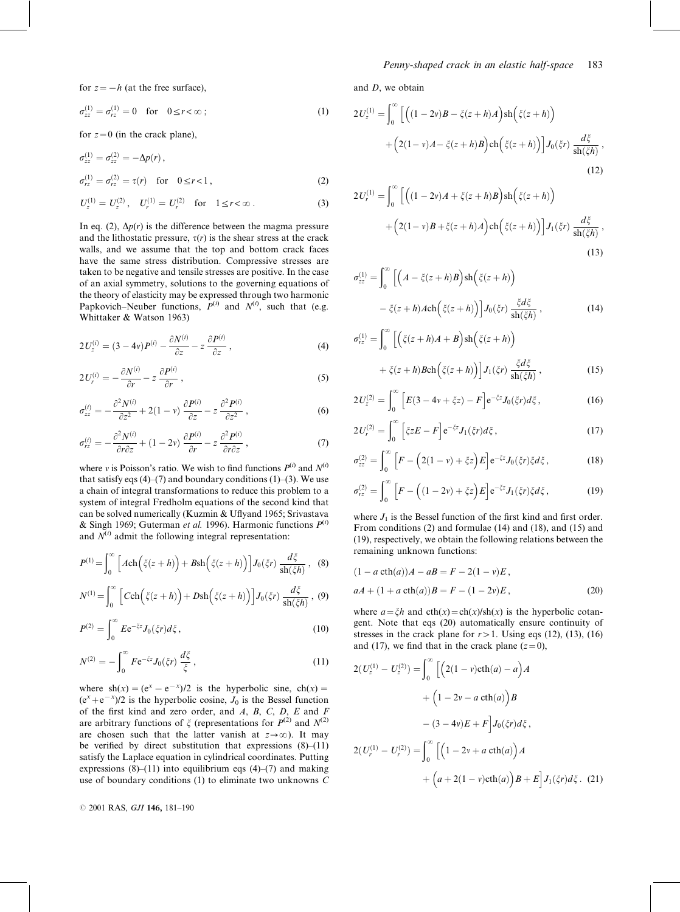for $z = -h$ (at the free surface),

$$\sigma_{zz}^{(1)} = \sigma_{rz}^{(1)} = 0 \quad \text{for} \quad 0 \le r < \infty \,; \tag{1}$$

for $z = 0$ (in the crack plane),

$$\sigma_{zz}^{(1)} = \sigma_{zz}^{(2)} = -\Delta p(r)\,,$$

$$\sigma_{rz}^{(1)} = \sigma_{rz}^{(2)} = \tau(r) \quad \text{for} \quad 0 \le r < 1\,, \tag{2}$$

$$U_z^{(1)} = U_z^{(2)}\,, \quad U_r^{(1)} = U_r^{(2)} \quad \text{for} \quad 1 \le r < \infty\,. \tag{3}$$

In eq. (2), $\Delta p(r)$ is the difference between the magma pressure and the lithostatic pressure, $\tau(r)$ is the shear stress at the crack walls, and we assume that the top and bottom crack faces have the same stress distribution. Compressive stresses are taken to be negative and tensile stresses are positive. In the case of an axial symmetry, solutions to the governing equations of the theory of elasticity may be expressed through two harmonic Papkovich–Neuber functions, $P^{(i)}$ and $N^{(i)}$, such that (e.g. Whittaker & Watson 1963)

$$2U_z^{(i)} = (3-4v)P^{(i)} - \frac{\partial N^{(i)}}{\partial z} - z\,\frac{\partial P^{(i)}}{\partial z}\,, \tag{4}$$

$$2U_r^{(i)} = -\frac{\partial N^{(i)}}{\partial r} - z\,\frac{\partial P^{(i)}}{\partial r}\,, \tag{5}$$

$$\sigma_{zz}^{(i)} = -\frac{\partial^2 N^{(i)}}{\partial z^2} + 2(1-v)\,\frac{\partial P^{(i)}}{\partial z} - z\,\frac{\partial^2 P^{(i)}}{\partial z^2}\,, \tag{6}$$

$$\sigma_{rz}^{(i)} = -\frac{\partial^2 N^{(i)}}{\partial r \partial z} + (1-2v)\,\frac{\partial P^{(i)}}{\partial r} - z\,\frac{\partial^2 P^{(i)}}{\partial r \partial z}\,, \tag{7}$$

where $v$ is Poisson's ratio. We wish to find functions $P^{(i)}$ and $N^{(i)}$ that satisfy eqs (4)–(7) and boundary conditions (1)–(3). We use a chain of integral transformations to reduce this problem to a system of integral Fredholm equations of the second kind that can be solved numerically (Kuzmin & Uflyand 1965; Srivastava & Singh 1969; Guterman *et al.* 1996). Harmonic functions $P^{(i)}$ and $N^{(i)}$ admit the following integral representation:

$$P^{(1)} = \int_0^\infty \Big[A\,\mathrm{ch}\Big(\xi(z+h)\Big) + B\,\mathrm{sh}\Big(\xi(z+h)\Big)\Big] J_0(\xi r)\,\frac{d\xi}{\mathrm{sh}(\xi h)}\,, \tag{8}$$

$$N^{(1)} = \int_0^\infty \Big[C\,\mathrm{ch}\Big(\xi(z+h)\Big) + D\,\mathrm{sh}\Big(\xi(z+h)\Big)\Big] J_0(\xi r)\,\frac{d\xi}{\mathrm{sh}(\xi h)}\,, \tag{9}$$

$$P^{(2)} = \int_0^\infty E e^{-\xi z} J_0(\xi r)\, d\xi\,, \tag{10}$$

$$N^{(2)} = -\int_0^\infty F e^{-\xi z} J_0(\xi r)\,\frac{d\xi}{\xi}\,, \tag{11}$$

where $\mathrm{sh}(x) = (e^x - e^{-x})/2$ is the hyperbolic sine, $\mathrm{ch}(x) = (e^x + e^{-x})/2$ is the hyperbolic cosine, $J_0$ is the Bessel function of the first kind and zero order, and $A$, $B$, $C$, $D$, $E$ and $F$ are arbitrary functions of $\xi$ (representations for $P^{(2)}$ and $N^{(2)}$ are chosen such that the latter vanish at $z \to \infty$). It may be verified by direct substitution that expressions (8)–(11) satisfy the Laplace equation in cylindrical coordinates. Putting expressions (8)–(11) into equilibrium eqs (4)–(7) and making use of boundary conditions (1) to eliminate two unknowns $C$ and $D$, we obtain

$$2U_z^{(1)} = \int_0^\infty \Big[\Big((1-2v)B - \xi(z+h)A\Big)\mathrm{sh}\Big(\xi(z+h)\Big) + \Big(2(1-v)A - \xi(z+h)B\Big)\mathrm{ch}\Big(\xi(z+h)\Big)\Big] J_0(\xi r)\,\frac{d\xi}{\mathrm{sh}(\xi h)}\,, \tag{12}$$

$$2U_r^{(1)} = \int_0^\infty \Big[\Big((1-2v)A + \xi(z+h)B\Big)\mathrm{sh}\Big(\xi(z+h)\Big) + \Big(2(1-v)B + \xi(z+h)A\Big)\mathrm{ch}\Big(\xi(z+h)\Big)\Big] J_1(\xi r)\,\frac{d\xi}{\mathrm{sh}(\xi h)}\,, \tag{13}$$

$$\sigma_{zz}^{(1)} = \int_0^\infty \Big[\Big(A - \xi(z+h)B\Big)\mathrm{sh}\Big(\xi(z+h)\Big) - \xi(z+h)A\,\mathrm{ch}\Big(\xi(z+h)\Big)\Big] J_0(\xi r)\,\frac{\xi d\xi}{\mathrm{sh}(\xi h)}\,, \tag{14}$$

$$\sigma_{rz}^{(1)} = \int_0^\infty \Big[\Big(\xi(z+h)A + B\Big)\mathrm{sh}\Big(\xi(z+h)\Big) + \xi(z+h)B\,\mathrm{ch}\Big(\xi(z+h)\Big)\Big] J_1(\xi r)\,\frac{\xi d\xi}{\mathrm{sh}(\xi h)}\,, \tag{15}$$

$$2U_z^{(2)} = \int_0^\infty \Big[E(3-4v+\xi z) - F\Big] e^{-\xi z} J_0(\xi r)\, d\xi\,, \tag{16}$$

$$2U_r^{(2)} = \int_0^\infty \Big[\xi z E - F\Big] e^{-\xi z} J_1(\xi r)\, d\xi\,, \tag{17}$$

$$\sigma_{zz}^{(2)} = \int_0^\infty \Big[F - \Big(2(1-v) + \xi z\Big)E\Big] e^{-\xi z} J_0(\xi r)\,\xi d\xi\,, \tag{18}$$

$$\sigma_{rz}^{(2)} = \int_0^\infty \Big[F - \Big((1-2v) + \xi z\Big)E\Big] e^{-\xi z} J_1(\xi r)\,\xi d\xi\,, \tag{19}$$

where $J_1$ is the Bessel function of the first kind and first order. From conditions (2) and formulae (14) and (18), and (15) and (19), respectively, we obtain the following relations between the remaining unknown functions:

$$(1 - a\,\mathrm{cth}(a))A - aB = F - 2(1-v)E\,,$$

$$aA + (1 + a\,\mathrm{cth}(a))B = F - (1-2v)E\,, \tag{20}$$

where $a = \xi h$ and $\mathrm{cth}(x) = \mathrm{ch}(x)/\mathrm{sh}(x)$ is the hyperbolic cotangent. Note that eqs (20) automatically ensure continuity of stresses in the crack plane for $r > 1$. Using eqs (12), (13), (16) and (17), we find that in the crack plane ($z = 0$),

$$2(U_z^{(1)} - U_z^{(2)}) = \int_0^\infty \Big[\Big(2(1-v)\mathrm{cth}(a) - a\Big)A + \Big(1 - 2v - a\,\mathrm{cth}(a)\Big)B - (3-4v)E + F\Big] J_0(\xi r)\, d\xi\,,$$

$$2(U_r^{(1)} - U_r^{(2)}) = \int_0^\infty \Big[\Big(1 - 2v + a\,\mathrm{cth}(a)\Big)A + \Big(a + 2(1-v)\mathrm{cth}(a)\Big)B + E\Big] J_1(\xi r)\, d\xi\,. \tag{21}$$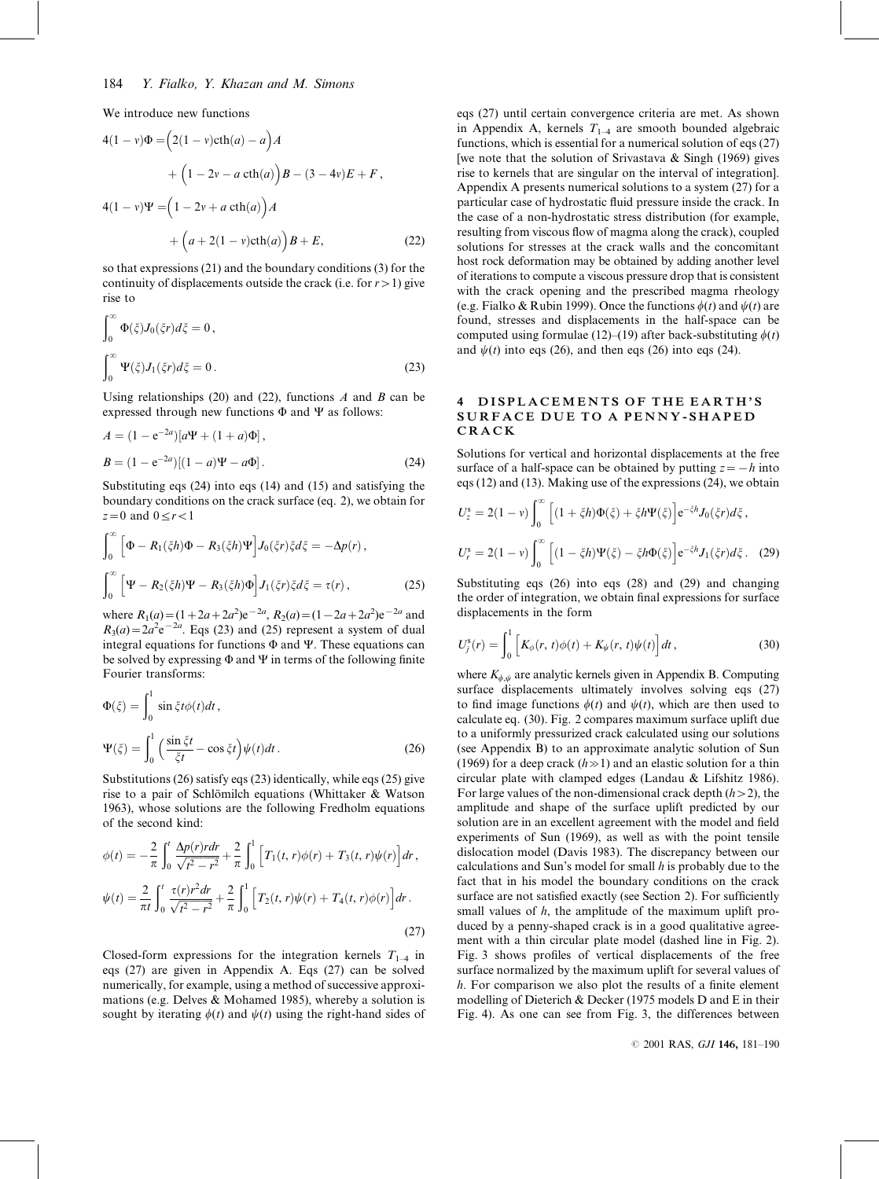We introduce new functions

$$
\begin{aligned}
4(1-\nu)\Phi =& \Big(2(1-\nu)\mathrm{cth}(a) - a\Big)A \\
&+ \Big(1 - 2\nu - a\,\mathrm{cth}(a)\Big)B - (3-4\nu)E + F\,, \\
4(1-\nu)\Psi =& \Big(1 - 2\nu + a\,\mathrm{cth}(a)\Big)A \\
&+ \Big(a + 2(1-\nu)\mathrm{cth}(a)\Big)B + E,
\end{aligned}
\tag{22}
$$

so that expressions (21) and the boundary conditions (3) for the continuity of displacements outside the crack (i.e. for $r>1$) give rise to

$$
\begin{aligned}
&\int_0^\infty \Phi(\xi)J_0(\xi r)d\xi = 0\,, \\
&\int_0^\infty \Psi(\xi)J_1(\xi r)d\xi = 0\,.
\end{aligned}
\tag{23}
$$

Using relationships (20) and (22), functions $A$ and $B$ can be expressed through new functions $\Phi$ and $\Psi$ as follows:

$$
\begin{aligned}
A &= (1-\mathrm{e}^{-2a})[a\Psi + (1+a)\Phi]\,, \\
B &= (1-\mathrm{e}^{-2a})[(1-a)\Psi - a\Phi]\,.
\end{aligned}
\tag{24}
$$

Substituting eqs (24) into eqs (14) and (15) and satisfying the boundary conditions on the crack surface (eq. 2), we obtain for $z=0$ and $0\leq r<1$

$$
\begin{aligned}
&\int_0^\infty \Big[\Phi - R_1(\xi h)\Phi - R_3(\xi h)\Psi\Big]J_0(\xi r)\xi d\xi = -\Delta p(r)\,, \\
&\int_0^\infty \Big[\Psi - R_2(\xi h)\Psi - R_3(\xi h)\Phi\Big]J_1(\xi r)\xi d\xi = \tau(r)\,,
\end{aligned}
\tag{25}
$$

where $R_1(a)=(1+2a+2a^2)\mathrm{e}^{-2a}$, $R_2(a)=(1-2a+2a^2)\mathrm{e}^{-2a}$ and $R_3(a)=2a^2\mathrm{e}^{-2a}$. Eqs (23) and (25) represent a system of dual integral equations for functions $\Phi$ and $\Psi$. These equations can be solved by expressing $\Phi$ and $\Psi$ in terms of the following finite Fourier transforms:

$$
\begin{aligned}
\Phi(\xi) &= \int_0^1 \sin\xi t\phi(t)dt\,, \\
\Psi(\xi) &= \int_0^1 \Big(\frac{\sin\xi t}{\xi t} - \cos\xi t\Big)\psi(t)dt\,.
\end{aligned}
\tag{26}
$$

Substitutions (26) satisfy eqs (23) identically, while eqs (25) give rise to a pair of Schlömilch equations (Whittaker & Watson 1963), whose solutions are the following Fredholm equations of the second kind:

$$
\begin{aligned}
\phi(t) &= -\frac{2}{\pi}\int_0^t \frac{\Delta p(r)rdr}{\sqrt{t^2-r^2}} + \frac{2}{\pi}\int_0^1 \Big[T_1(t,r)\phi(r) + T_3(t,r)\psi(r)\Big]dr\,, \\
\psi(t) &= \frac{2}{\pi t}\int_0^t \frac{\tau(r)r^2dr}{\sqrt{t^2-r^2}} + \frac{2}{\pi}\int_0^1 \Big[T_2(t,r)\psi(r) + T_4(t,r)\phi(r)\Big]dr\,.
\end{aligned}
\tag{27}
$$

Closed-form expressions for the integration kernels $T_{1\text{–}4}$ in eqs (27) are given in Appendix A. Eqs (27) can be solved numerically, for example, using a method of successive approximations (e.g. Delves & Mohamed 1985), whereby a solution is sought by iterating $\phi(t)$ and $\psi(t)$ using the right-hand sides of eqs (27) until certain convergence criteria are met. As shown in Appendix A, kernels $T_{1\text{–}4}$ are smooth bounded algebraic functions, which is essential for a numerical solution of eqs (27) [we note that the solution of Srivastava & Singh (1969) gives rise to kernels that are singular on the interval of integration]. Appendix A presents numerical solutions to a system (27) for a particular case of hydrostatic fluid pressure inside the crack. In the case of a non-hydrostatic stress distribution (for example, resulting from viscous flow of magma along the crack), coupled solutions for stresses at the crack walls and the concomitant host rock deformation may be obtained by adding another level of iterations to compute a viscous pressure drop that is consistent with the crack opening and the prescribed magma rheology (e.g. Fialko & Rubin 1999). Once the functions $\phi(t)$ and $\psi(t)$ are found, stresses and displacements in the half-space can be computed using formulae (12)–(19) after back-substituting $\phi(t)$ and $\psi(t)$ into eqs (26), and then eqs (26) into eqs (24).

## 4 DISPLACEMENTS OF THE EARTH'S SURFACE DUE TO A PENNY-SHAPED CRACK

Solutions for vertical and horizontal displacements at the free surface of a half-space can be obtained by putting $z=-h$ into eqs (12) and (13). Making use of the expressions (24), we obtain

$$
\begin{aligned}
U_z^s &= 2(1-\nu)\int_0^\infty \Big[(1+\xi h)\Phi(\xi) + \xi h\Psi(\xi)\Big]\mathrm{e}^{-\xi h}J_0(\xi r)d\xi\,, \\
U_r^s &= 2(1-\nu)\int_0^\infty \Big[(1-\xi h)\Psi(\xi) - \xi h\Phi(\xi)\Big]\mathrm{e}^{-\xi h}J_1(\xi r)d\xi\,.
\end{aligned}
\tag{29}
$$

Substituting eqs (26) into eqs (28) and (29) and changing the order of integration, we obtain final expressions for surface displacements in the form

$$
U_j^s(r) = \int_0^1 \Big[K_\phi(r,t)\phi(t) + K_\psi(r,t)\psi(t)\Big]dt\,,
\tag{30}
$$

where $K_{\phi,\psi}$ are analytic kernels given in Appendix B. Computing surface displacements ultimately involves solving eqs (27) to find image functions $\phi(t)$ and $\psi(t)$, which are then used to calculate eq. (30). Fig. 2 compares maximum surface uplift due to a uniformly pressurized crack calculated using our solutions (see Appendix B) to an approximate analytic solution of Sun (1969) for a deep crack ($h\gg1$) and an elastic solution for a thin circular plate with clamped edges (Landau & Lifshitz 1986). For large values of the non-dimensional crack depth ($h>2$), the amplitude and shape of the surface uplift predicted by our solution are in an excellent agreement with the model and field experiments of Sun (1969), as well as with the point tensile dislocation model (Davis 1983). The discrepancy between our calculations and Sun's model for small $h$ is probably due to the fact that in his model the boundary conditions on the crack surface are not satisfied exactly (see Section 2). For sufficiently small values of $h$, the amplitude of the maximum uplift produced by a penny-shaped crack is in a good qualitative agreement with a thin circular plate model (dashed line in Fig. 2). Fig. 3 shows profiles of vertical displacements of the free surface normalized by the maximum uplift for several values of $h$. For comparison we also plot the results of a finite element modelling of Dieterich & Decker (1975 models D and E in their Fig. 4). As one can see from Fig. 3, the differences between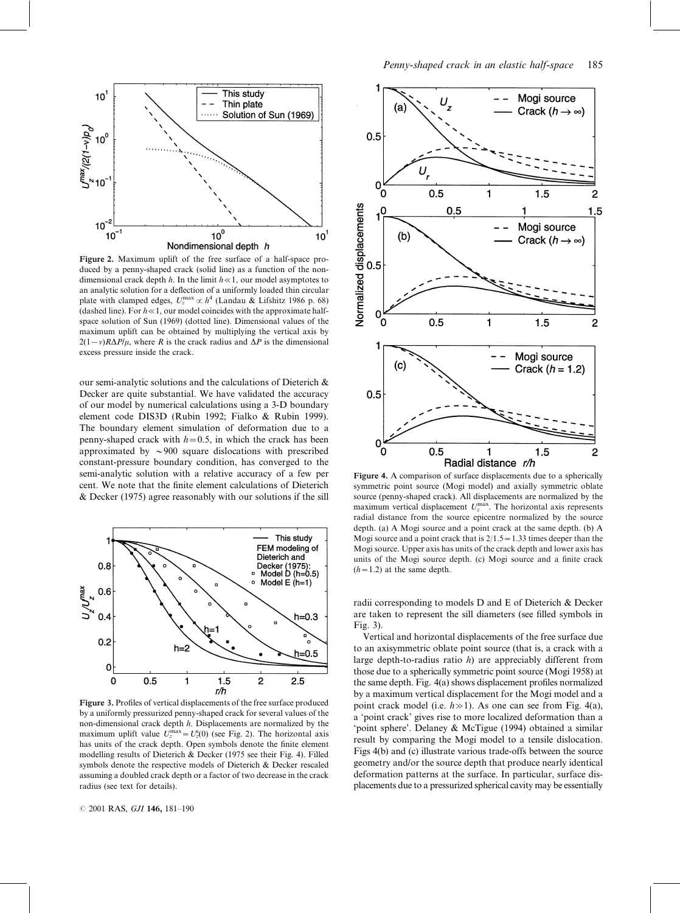Figure 2. Maximum uplift of the free surface of a half-space produced by a penny-shaped crack (solid line) as a function of the non-dimensional crack depth $h$. In the limit $h \ll 1$, our model asymptotes to an analytic solution for a deflection of a uniformly loaded thin circular plate with clamped edges, $U_z^{max} \propto h^4$ (Landau & Lifshitz 1986 p. 68) (dashed line). For $h \ll 1$, our model coincides with the approximate half-space solution of Sun (1969) (dotted line). Dimensional values of the maximum uplift can be obtained by multiplying the vertical axis by $2(1-\nu)R\Delta P/\mu$, where $R$ is the crack radius and $\Delta P$ is the dimensional excess pressure inside the crack.

our semi-analytic solutions and the calculations of Dieterich & Decker are quite substantial. We have validated the accuracy of our model by numerical calculations using a 3-D boundary element code DIS3D (Rubin 1992; Fialko & Rubin 1999). The boundary element simulation of deformation due to a penny-shaped crack with $h = 0.5$, in which the crack has been approximated by $\sim$900 square dislocations with prescribed constant-pressure boundary condition, has converged to the semi-analytic solution with a relative accuracy of a few per cent. We note that the finite element calculations of Dieterich & Decker (1975) agree reasonably with our solutions if the sill radii corresponding to models D and E of Dieterich & Decker are taken to represent the sill diameters (see filled symbols in Fig. 3).

Figure 3. Profiles of vertical displacements of the free surface produced by a uniformly pressurized penny-shaped crack for several values of the non-dimensional crack depth $h$. Displacements are normalized by the maximum uplift value $U_z^{max} = U_z^{*}(0)$ (see Fig. 2). The horizontal axis has units of the crack depth. Open symbols denote the finite element modelling results of Dieterich & Decker (1975 see their Fig. 4). Filled symbols denote the respective models of Dieterich & Decker rescaled assuming a doubled crack depth or a factor of two decrease in the crack radius (see text for details).

Figure 4. A comparison of surface displacements due to a spherically symmetric point source (Mogi model) and axially symmetric oblate source (penny-shaped crack). All displacements are normalized by the maximum vertical displacement $U_z^{max}$. The horizontal axis represents radial distance from the source epicentre normalized by the source depth. (a) A Mogi source and a point crack at the same depth. (b) A Mogi source and a point crack that is $2/1.5 = 1.33$ times deeper than the Mogi source. Upper axis has units of the crack depth and lower axis has units of the Mogi source depth. (c) Mogi source and a finite crack ($h = 1.2$) at the same depth.

Vertical and horizontal displacements of the free surface due to an axisymmetric oblate point source (that is, a crack with a large depth-to-radius ratio $h$) are appreciably different from those due to a spherically symmetric point source (Mogi 1958) at the same depth. Fig. 4(a) shows displacement profiles normalized by a maximum vertical displacement for the Mogi model and a point crack model (i.e. $h \gg 1$). As one can see from Fig. 4(a), a 'point crack' gives rise to more localized deformation than a 'point sphere'. Delaney & McTigue (1994) obtained a similar result by comparing the Mogi model to a tensile dislocation. Figs 4(b) and (c) illustrate various trade-offs between the source geometry and/or the source depth that produce nearly identical deformation patterns at the surface. In particular, surface displacements due to a pressurized spherical cavity may be essentially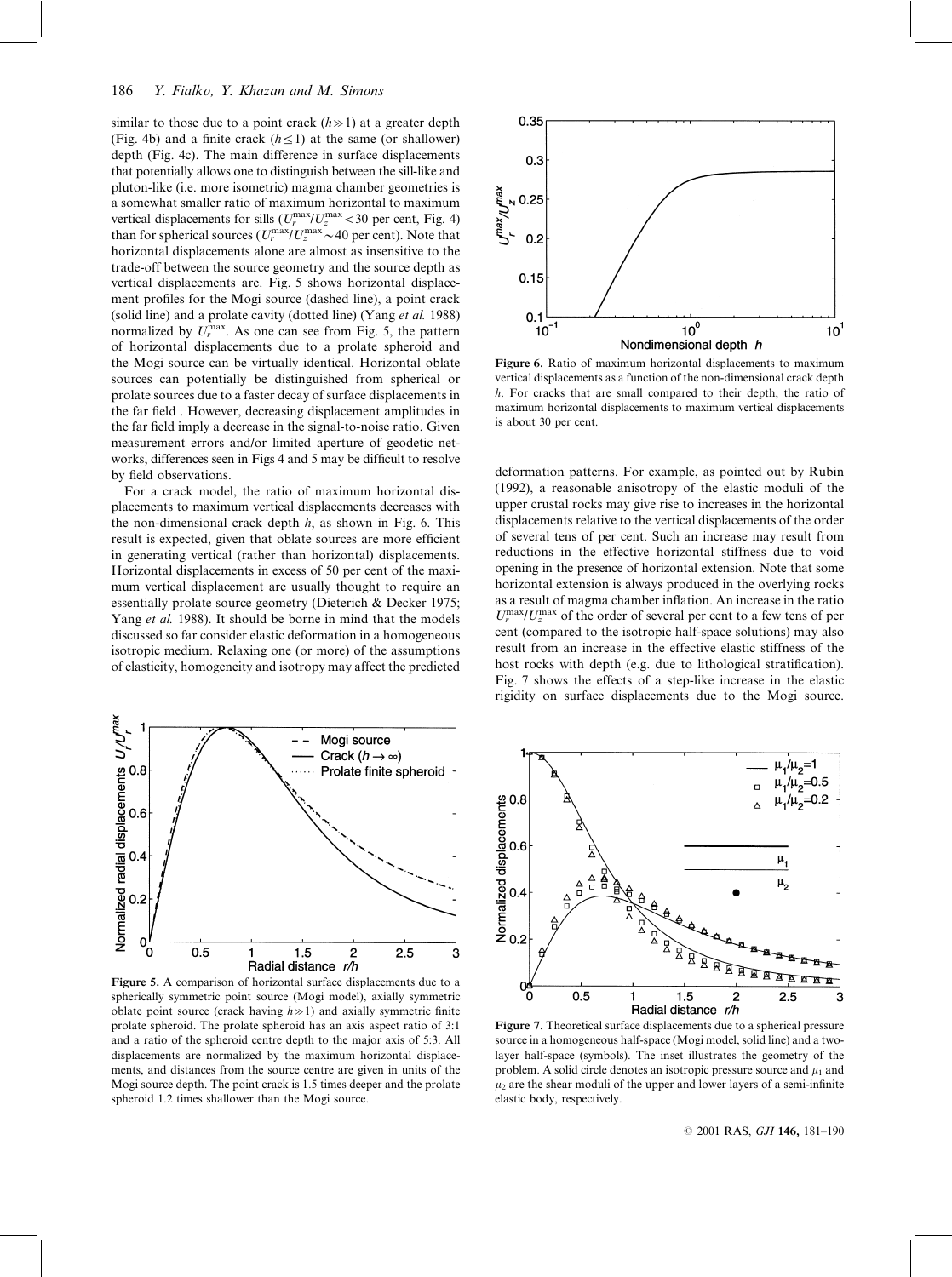similar to those due to a point crack ($h \gg 1$) at a greater depth (Fig. 4b) and a finite crack ($h \leq 1$) at the same (or shallower) depth (Fig. 4c). The main difference in surface displacements that potentially allows one to distinguish between the sill-like and pluton-like (i.e. more isometric) magma chamber geometries is a somewhat smaller ratio of maximum horizontal to maximum vertical displacements for sills ($U_r^{\max}/U_z^{\max} < 30$ per cent, Fig. 4) than for spherical sources ($U_r^{\max}/U_z^{\max} \sim 40$ per cent). Note that horizontal displacements alone are almost as insensitive to the trade-off between the source geometry and the source depth as vertical displacements are. Fig. 5 shows horizontal displacement profiles for the Mogi source (dashed line), a point crack (solid line) and a prolate cavity (dotted line) (Yang *et al.* 1988) normalized by $U_r^{\max}$. As one can see from Fig. 5, the pattern of horizontal displacements due to a prolate spheroid and the Mogi source can be virtually identical. Horizontal oblate sources can potentially be distinguished from spherical or prolate sources due to a faster decay of surface displacements in the far field . However, decreasing displacement amplitudes in the far field imply a decrease in the signal-to-noise ratio. Given measurement errors and/or limited aperture of geodetic networks, differences seen in Figs 4 and 5 may be difficult to resolve by field observations.

For a crack model, the ratio of maximum horizontal displacements to maximum vertical displacements decreases with the non-dimensional crack depth $h$, as shown in Fig. 6. This result is expected, given that oblate sources are more efficient in generating vertical (rather than horizontal) displacements. Horizontal displacements in excess of 50 per cent of the maximum vertical displacement are usually thought to require an essentially prolate source geometry (Dieterich & Decker 1975; Yang *et al.* 1988). It should be borne in mind that the models discussed so far consider elastic deformation in a homogeneous isotropic medium. Relaxing one (or more) of the assumptions of elasticity, homogeneity and isotropy may affect the predicted deformation patterns. For example, as pointed out by Rubin (1992), a reasonable anisotropy of the elastic moduli of the upper crustal rocks may give rise to increases in the horizontal displacements relative to the vertical displacements of the order of several tens of per cent. Such an increase may result from reductions in the effective horizontal stiffness due to void opening in the presence of horizontal extension. Note that some horizontal extension is always produced in the overlying rocks as a result of magma chamber inflation. An increase in the ratio $U_r^{\max}/U_z^{\max}$ of the order of several per cent to a few tens of per cent (compared to the isotropic half-space solutions) may also result from an increase in the effective elastic stiffness of the host rocks with depth (e.g. due to lithological stratification). Fig. 7 shows the effects of a step-like increase in the elastic rigidity on surface displacements due to the Mogi source.

**Figure 6.** Ratio of maximum horizontal displacements to maximum vertical displacements as a function of the non-dimensional crack depth $h$. For cracks that are small compared to their depth, the ratio of maximum horizontal displacements to maximum vertical displacements is about 30 per cent.

**Figure 5.** A comparison of horizontal surface displacements due to a spherically symmetric point source (Mogi model), axially symmetric oblate point source (crack having $h \gg 1$) and axially symmetric finite prolate spheroid. The prolate spheroid has an axis aspect ratio of 3:1 and a ratio of the spheroid centre depth to the major axis of 5:3. All displacements are normalized by the maximum horizontal displacements, and distances from the source centre are given in units of the Mogi source depth. The point crack is 1.5 times deeper and the prolate spheroid 1.2 times shallower than the Mogi source.

**Figure 7.** Theoretical surface displacements due to a spherical pressure source in a homogeneous half-space (Mogi model, solid line) and a two-layer half-space (symbols). The inset illustrates the geometry of the problem. A solid circle denotes an isotropic pressure source and $\mu_1$ and $\mu_2$ are the shear moduli of the upper and lower layers of a semi-infinite elastic body, respectively.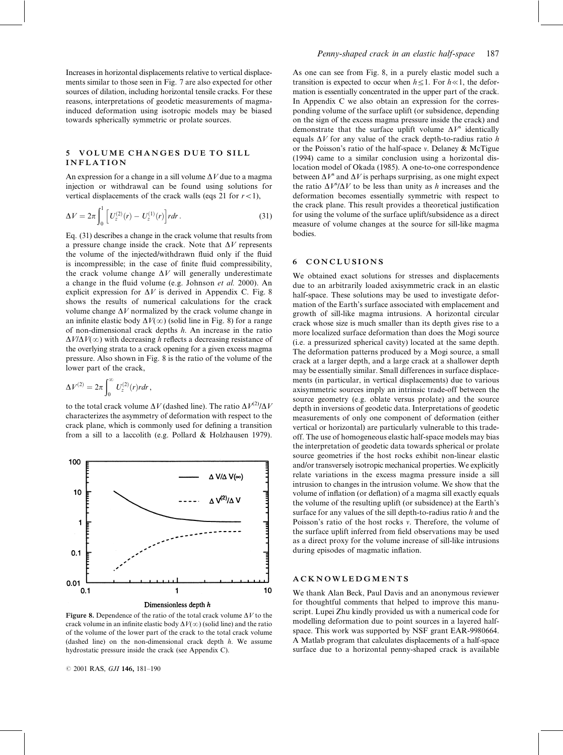Increases in horizontal displacements relative to vertical displacements similar to those seen in Fig. 7 are also expected for other sources of dilation, including horizontal tensile cracks. For these reasons, interpretations of geodetic measurements of magma-induced deformation using isotropic models may be biased towards spherically symmetric or prolate sources.

## 5 VOLUME CHANGES DUE TO SILL INFLATION

An expression for a change in a sill volume $\Delta V$ due to a magma injection or withdrawal can be found using solutions for vertical displacements of the crack walls (eqs 21 for $r<1$),

$$\Delta V = 2\pi \int_0^1 \left[ U_z^{(2)}(r) - U_z^{(1)}(r) \right] r dr \,. \tag{31}$$

Eq. (31) describes a change in the crack volume that results from a pressure change inside the crack. Note that $\Delta V$ represents the volume of the injected/withdrawn fluid only if the fluid is incompressible; in the case of finite fluid compressibility, the crack volume change $\Delta V$ will generally underestimate a change in the fluid volume (e.g. Johnson *et al.* 2000). An explicit expression for $\Delta V$ is derived in Appendix C. Fig. 8 shows the results of numerical calculations for the crack volume change $\Delta V$ normalized by the crack volume change in an infinite elastic body $\Delta V(\infty)$ (solid line in Fig. 8) for a range of non-dimensional crack depths $h$. An increase in the ratio $\Delta V/\Delta V(\infty)$ with decreasing $h$ reflects a decreasing resistance of the overlying strata to a crack opening for a given excess magma pressure. Also shown in Fig. 8 is the ratio of the volume of the lower part of the crack,

$$\Delta V^{(2)} = 2\pi \int_0^\infty U_z^{(2)}(r) r dr \,,$$

to the total crack volume $\Delta V$ (dashed line). The ratio $\Delta V^{(2)}/\Delta V$ characterizes the asymmetry of deformation with respect to the crack plane, which is commonly used for defining a transition from a sill to a laccolith (e.g. Pollard & Holzhausen 1979).

100
10
1
0.1
0.01
0.1
1
10
$\Delta V/\Delta V(\infty)$
$\Delta V^{(2)}/\Delta V$
Dimensionless depth $h$

**Figure 8.** Dependence of the ratio of the total crack volume $\Delta V$ to the crack volume in an infinite elastic body $\Delta V(\infty)$ (solid line) and the ratio of the volume of the lower part of the crack to the total crack volume (dashed line) on the non-dimensional crack depth $h$. We assume hydrostatic pressure inside the crack (see Appendix C).

As one can see from Fig. 8, in a purely elastic model such a transition is expected to occur when $h \lesssim 1$. For $h \ll 1$, the deformation is essentially concentrated in the upper part of the crack. In Appendix C we also obtain an expression for the corresponding volume of the surface uplift (or subsidence, depending on the sign of the excess magma pressure inside the crack) and demonstrate that the surface uplift volume $\Delta V^s$ identically equals $\Delta V$ for any value of the crack depth-to-radius ratio $h$ or the Poisson's ratio of the half-space $\nu$. Delaney & McTigue (1994) came to a similar conclusion using a horizontal dislocation model of Okada (1985). A one-to-one correspondence between $\Delta V^s$ and $\Delta V$ is perhaps surprising, as one might expect the ratio $\Delta V^s/\Delta V$ to be less than unity as $h$ increases and the deformation becomes essentially symmetric with respect to the crack plane. This result provides a theoretical justification for using the volume of the surface uplift/subsidence as a direct measure of volume changes at the source for sill-like magma bodies.

## 6 CONCLUSIONS

We obtained exact solutions for stresses and displacements due to an arbitrarily loaded axisymmetric crack in an elastic half-space. These solutions may be used to investigate deformation of the Earth's surface associated with emplacement and growth of sill-like magma intrusions. A horizontal circular crack whose size is much smaller than its depth gives rise to a more localized surface deformation than does the Mogi source (i.e. a pressurized spherical cavity) located at the same depth. The deformation patterns produced by a Mogi source, a small crack at a larger depth, and a large crack at a shallower depth may be essentially similar. Small differences in surface displacements (in particular, in vertical displacements) due to various axisymmetric sources imply an intrinsic trade-off between the source geometry (e.g. oblate versus prolate) and the source depth in inversions of geodetic data. Interpretations of geodetic measurements of only one component of deformation (either vertical or horizontal) are particularly vulnerable to this trade-off. The use of homogeneous elastic half-space models may bias the interpretation of geodetic data towards spherical or prolate source geometries if the host rocks exhibit non-linear elastic and/or transversely isotropic mechanical properties. We explicitly relate variations in the excess magma pressure inside a sill intrusion to changes in the intrusion volume. We show that the volume of inflation (or deflation) of a magma sill exactly equals the volume of the resulting uplift (or subsidence) at the Earth's surface for any values of the sill depth-to-radius ratio $h$ and the Poisson's ratio of the host rocks $\nu$. Therefore, the volume of the surface uplift inferred from field observations may be used as a direct proxy for the volume increase of sill-like intrusions during episodes of magmatic inflation.

## ACKNOWLEDGMENTS

We thank Alan Beck, Paul Davis and an anonymous reviewer for thoughtful comments that helped to improve this manuscript. Lupei Zhu kindly provided us with a numerical code for modelling deformation due to point sources in a layered half-space. This work was supported by NSF grant EAR-9980664. A Matlab program that calculates displacements of a half-space surface due to a horizontal penny-shaped crack is available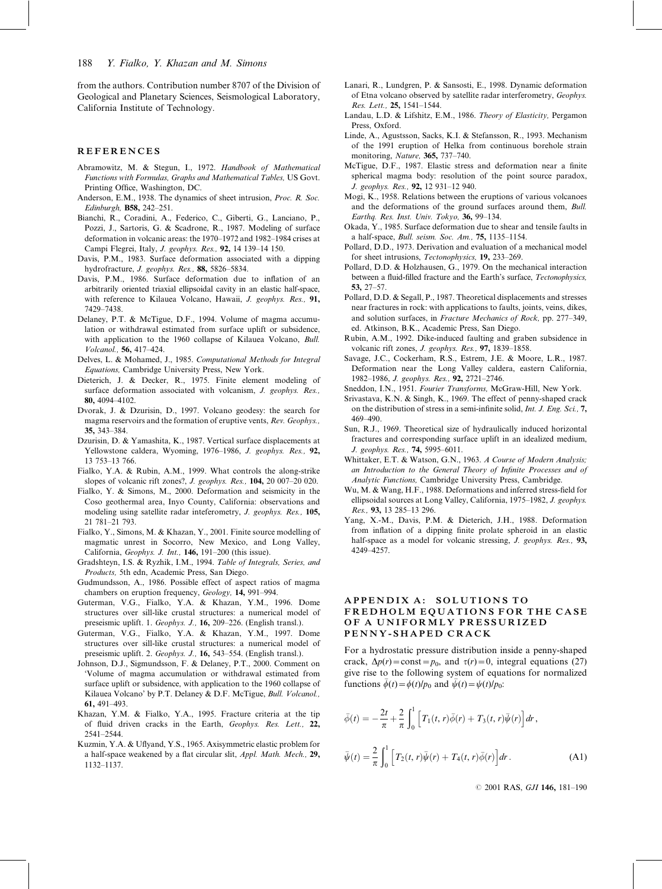from the authors. Contribution number 8707 of the Division of Geological and Planetary Sciences, Seismological Laboratory, California Institute of Technology.

## REFERENCES

Abramowitz, M. & Stegun, I., 1972. *Handbook of Mathematical Functions with Formulas, Graphs and Mathematical Tables,* US Govt. Printing Office, Washington, DC.

Anderson, E.M., 1938. The dynamics of sheet intrusion, *Proc. R. Soc. Edinburgh,* **B58,** 242–251.

Bianchi, R., Coradini, A., Federico, C., Giberti, G., Lanciano, P., Pozzi, J., Sartoris, G. & Scadrone, R., 1987. Modeling of surface deformation in volcanic areas: the 1970–1972 and 1982–1984 crises at Campi Flegrei, Italy, *J. geophys. Res.,* **92,** 14 139–14 150.

Davis, P.M., 1983. Surface deformation associated with a dipping hydrofracture, *J. geophys. Res.,* **88,** 5826–5834.

Davis, P.M., 1986. Surface deformation due to inflation of an arbitrarily oriented triaxial ellipsoidal cavity in an elastic half-space, with reference to Kilauea Volcano, Hawaii, *J. geophys. Res.,* **91,** 7429–7438.

Delaney, P.T. & McTigue, D.F., 1994. Volume of magma accumulation or withdrawal estimated from surface uplift or subsidence, with application to the 1960 collapse of Kilauea Volcano, *Bull. Volcanol.,* **56,** 417–424.

Delves, L. & Mohamed, J., 1985. *Computational Methods for Integral Equations,* Cambridge University Press, New York.

Dieterich, J. & Decker, R., 1975. Finite element modeling of surface deformation associated with volcanism, *J. geophys. Res.,* **80,** 4094–4102.

Dvorak, J. & Dzurisin, D., 1997. Volcano geodesy: the search for magma reservoirs and the formation of eruptive vents, *Rev. Geophys.,* **35,** 343–384.

Dzurisin, D. & Yamashita, K., 1987. Vertical surface displacements at Yellowstone caldera, Wyoming, 1976–1986, *J. geophys. Res.,* **92,** 13 753–13 766.

Fialko, Y.A. & Rubin, A.M., 1999. What controls the along-strike slopes of volcanic rift zones?, *J. geophys. Res.,* **104,** 20 007–20 020.

Fialko, Y. & Simons, M., 2000. Deformation and seismicity in the Coso geothermal area, Inyo County, California: observations and modeling using satellite radar inteferometry, *J. geophys. Res.,* **105,** 21 781–21 793.

Fialko, Y., Simons, M. & Khazan, Y., 2001. Finite source modelling of magmatic unrest in Socorro, New Mexico, and Long Valley, California, *Geophys. J. Int.,* **146,** 191–200 (this issue).

Gradshteyn, I.S. & Ryzhik, I.M., 1994. *Table of Integrals, Series, and Products,* 5th edn, Academic Press, San Diego.

Gudmundsson, A., 1986. Possible effect of aspect ratios of magma chambers on eruption frequency, *Geology,* **14,** 991–994.

Guterman, V.G., Fialko, Y.A. & Khazan, Y.M., 1996. Dome structures over sill-like crustal structures: a numerical model of preseismic uplift. 1. *Geophys. J.,* **16,** 209–226. (English transl.).

Guterman, V.G., Fialko, Y.A. & Khazan, Y.M., 1997. Dome structures over sill-like crustal structures: a numerical model of preseismic uplift. 2. *Geophys. J.,* **16,** 543–554. (English transl.).

Johnson, D.J., Sigmundsson, F. & Delaney, P.T., 2000. Comment on 'Volume of magma accumulation or withdrawal estimated from surface uplift or subsidence, with application to the 1960 collapse of Kilauea Volcano' by P.T. Delaney & D.F. McTigue, *Bull. Volcanol.,* **61,** 491–493.

Khazan, Y.M. & Fialko, Y.A., 1995. Fracture criteria at the tip of fluid driven cracks in the Earth, *Geophys. Res. Lett.,* **22,** 2541–2544.

Kuzmin, Y.A. & Uflyand, Y.S., 1965. Axisymmetric elastic problem for a half-space weakened by a flat circular slit, *Appl. Math. Mech.,* **29,** 1132–1137.

Lanari, R., Lundgren, P. & Sansosti, E., 1998. Dynamic deformation of Etna volcano observed by satellite radar interferometry, *Geophys. Res. Lett.,* **25,** 1541–1544.

Landau, L.D. & Lifshitz, E.M., 1986. *Theory of Elasticity,* Pergamon Press, Oxford.

Linde, A., Agustsson, Sacks, K.I. & Stefansson, R., 1993. Mechanism of the 1991 eruption of Helka from continuous borehole strain monitoring, *Nature,* **365,** 737–740.

McTigue, D.F., 1987. Elastic stress and deformation near a finite spherical magma body: resolution of the point source paradox, *J. geophys. Res.,* **92,** 12 931–12 940.

Mogi, K., 1958. Relations between the eruptions of various volcanoes and the deformations of the ground surfaces around them, *Bull. Earthq. Res. Inst. Univ. Tokyo,* **36,** 99–134.

Okada, Y., 1985. Surface deformation due to shear and tensile faults in a half-space, *Bull. seism. Soc. Am.,* **75,** 1135–1154.

Pollard, D.D., 1973. Derivation and evaluation of a mechanical model for sheet intrusions, *Tectonophysics,* **19,** 233–269.

Pollard, D.D. & Holzhausen, G., 1979. On the mechanical interaction between a fluid-filled fracture and the Earth's surface, *Tectonophysics,* **53,** 27–57.

Pollard, D.D. & Segall, P., 1987. Theoretical displacements and stresses near fractures in rock: with applications to faults, joints, veins, dikes, and solution surfaces, in *Fracture Mechanics of Rock,* pp. 277–349, ed. Atkinson, B.K., Academic Press, San Diego.

Rubin, A.M., 1992. Dike-induced faulting and graben subsidence in volcanic rift zones, *J. geophys. Res.,* **97,** 1839–1858.

Savage, J.C., Cockerham, R.S., Estrem, J.E. & Moore, L.R., 1987. Deformation near the Long Valley caldera, eastern California, 1982–1986, *J. geophys. Res.,* **92,** 2721–2746.

Sneddon, I.N., 1951. *Fourier Transforms,* McGraw-Hill, New York.

Srivastava, K.N. & Singh, K., 1969. The effect of penny-shaped crack on the distribution of stress in a semi-infinite solid, *Int. J. Eng. Sci.,* **7,** 469–490.

Sun, R.J., 1969. Theoretical size of hydraulically induced horizontal fractures and corresponding surface uplift in an idealized medium, *J. geophys. Res.,* **74,** 5995–6011.

Whittaker, E.T. & Watson, G.N., 1963. *A Course of Modern Analysis; an Introduction to the General Theory of Infinite Processes and of Analytic Functions,* Cambridge University Press, Cambridge.

Wu, M. & Wang, H.F., 1988. Deformations and inferred stress-field for ellipsoidal sources at Long Valley, California, 1975–1982, *J. geophys. Res.,* **93,** 13 285–13 296.

Yang, X.-M., Davis, P.M. & Dieterich, J.H., 1988. Deformation from inflation of a dipping finite prolate spheroid in an elastic half-space as a model for volcanic stressing, *J. geophys. Res.,* **93,** 4249–4257.

## APPENDIX A: SOLUTIONS TO FREDHOLM EQUATIONS FOR THE CASE OF A UNIFORMLY PRESSURIZED PENNY-SHAPED CRACK

For a hydrostatic pressure distribution inside a penny-shaped crack, $\Delta p(r) = \text{const} = p_0$, and $\tau(r) = 0$, integral equations (27) give rise to the following system of equations for normalized functions $\bar{\phi}(t) = \phi(t)/p_0$ and $\bar{\psi}(t) = \psi(t)/p_0$:

$$\bar{\phi}(t) = -\frac{2t}{\pi} + \frac{2}{\pi}\int_0^1 \Big[ T_1(t,r)\bar{\phi}(r) + T_3(t,r)\bar{\psi}(r) \Big] dr \,,$$

$$\bar{\psi}(t) = \frac{2}{\pi}\int_0^1 \Big[ T_2(t,r)\bar{\psi}(r) + T_4(t,r)\bar{\phi}(r) \Big] dr \,. \tag{A1}$$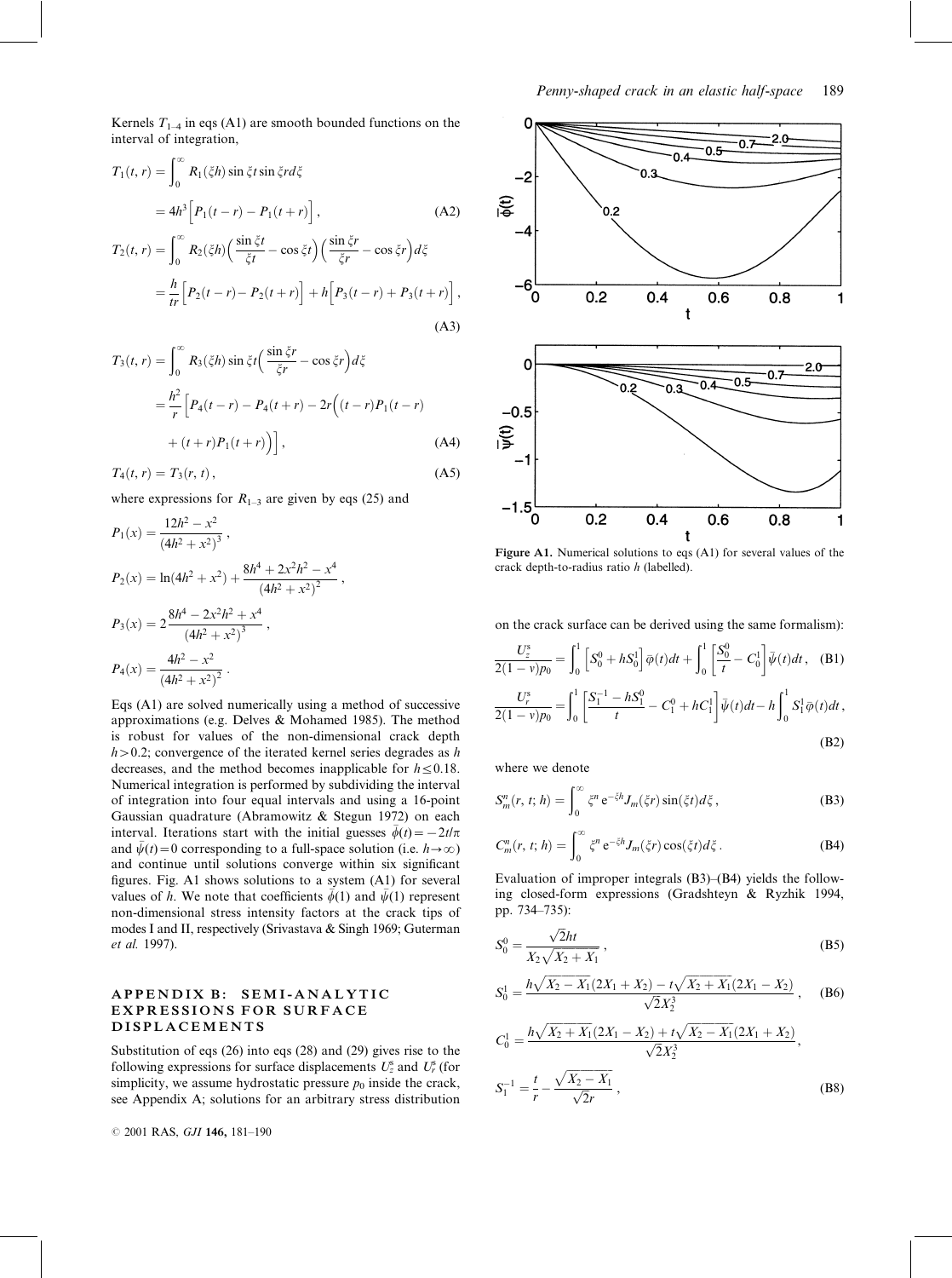Kernels $T_{1-4}$ in eqs (A1) are smooth bounded functions on the interval of integration,

$$T_1(t,r) = \int_0^\infty R_1(\xi h)\sin\xi t \sin\xi r d\xi$$

$$= 4h^3\Big[P_1(t-r) - P_1(t+r)\Big], \tag{A2}$$

$$T_2(t,r) = \int_0^\infty R_2(\xi h)\Big(\frac{\sin\xi t}{\xi t} - \cos\xi t\Big)\Big(\frac{\sin\xi r}{\xi r} - \cos\xi r\Big)d\xi$$

$$= \frac{h}{tr}\Big[P_2(t-r) - P_2(t+r)\Big] + h\Big[P_3(t-r) + P_3(t+r)\Big], \tag{A3}$$

$$T_3(t,r) = \int_0^\infty R_3(\xi h)\sin\xi t\Big(\frac{\sin\xi r}{\xi r} - \cos\xi r\Big)d\xi$$

$$= \frac{h^2}{r}\Big[P_4(t-r) - P_4(t+r) - 2r\Big((t-r)P_1(t-r) + (t+r)P_1(t+r)\Big)\Big], \tag{A4}$$

$$T_4(t,r) = T_3(r,t), \tag{A5}$$

where expressions for $R_{1-3}$ are given by eqs (25) and

$$P_1(x) = \frac{12h^2 - x^2}{(4h^2 + x^2)^3},$$

$$P_2(x) = \ln(4h^2 + x^2) + \frac{8h^4 + 2x^2h^2 - x^4}{(4h^2 + x^2)^2},$$

$$P_3(x) = 2\frac{8h^4 - 2x^2h^2 + x^4}{(4h^2 + x^2)^3},$$

$$P_4(x) = \frac{4h^2 - x^2}{(4h^2 + x^2)^2}.$$

Eqs (A1) are solved numerically using a method of successive approximations (e.g. Delves & Mohamed 1985). The method is robust for values of the non-dimensional crack depth $h > 0.2$; convergence of the iterated kernel series degrades as $h$ decreases, and the method becomes inapplicable for $h \leq 0.18$. Numerical integration is performed by subdividing the interval of integration into four equal intervals and using a 16-point Gaussian quadrature (Abramowitz & Stegun 1972) on each interval. Iterations start with the initial guesses $\bar{\phi}(t) = -2t/\pi$ and $\bar{\psi}(t) = 0$ corresponding to a full-space solution (i.e. $h \to \infty$) and continue until solutions converge within six significant figures. Fig. A1 shows solutions to a system (A1) for several values of $h$. We note that coefficients $\bar{\phi}(1)$ and $\bar{\psi}(1)$ represent non-dimensional stress intensity factors at the crack tips of modes I and II, respectively (Srivastava & Singh 1969; Guterman *et al.* 1997).

**Figure A1.** Numerical solutions to eqs (A1) for several values of the crack depth-to-radius ratio $h$ (labelled).

## APPENDIX B: SEMI-ANALYTIC EXPRESSIONS FOR SURFACE DISPLACEMENTS

Substitution of eqs (26) into eqs (28) and (29) gives rise to the following expressions for surface displacements $U_z^s$ and $U_r^s$ (for simplicity, we assume hydrostatic pressure $p_0$ inside the crack, see Appendix A; solutions for an arbitrary stress distribution on the crack surface can be derived using the same formalism):

$$\frac{U_z^s}{2(1-\nu)p_0} = \int_0^1 \Big[S_0^0 + hS_0^1\Big]\bar{\phi}(t)dt + \int_0^1\Big[\frac{S_0^0}{t} - C_0^1\Big]\bar{\psi}(t)dt, \tag{B1}$$

$$\frac{U_r^s}{2(1-\nu)p_0} = \int_0^1\Big[\frac{S_1^{-1} - hS_1^0}{t} - C_1^0 + hC_1^1\Big]\bar{\psi}(t)dt - h\int_0^1 S_1^1\bar{\phi}(t)dt, \tag{B2}$$

where we denote

$$S_m^n(r,t;h) = \int_0^\infty \xi^n e^{-\xi h}J_m(\xi r)\sin(\xi t)d\xi, \tag{B3}$$

$$C_m^n(r,t;h) = \int_0^\infty \xi^n e^{-\xi h}J_m(\xi r)\cos(\xi t)d\xi. \tag{B4}$$

Evaluation of improper integrals (B3)–(B4) yields the following closed-form expressions (Gradshteyn & Ryzhik 1994, pp. 734–735):

$$S_0^0 = \frac{\sqrt{2}ht}{X_2\sqrt{X_2 + X_1}}, \tag{B5}$$

$$S_0^1 = \frac{h\sqrt{X_2 - X_1}(2X_1 + X_2) - t\sqrt{X_2 + X_1}(2X_1 - X_2)}{\sqrt{2}X_2^3}, \tag{B6}$$

$$C_0^1 = \frac{h\sqrt{X_2 + X_1}(2X_1 - X_2) + t\sqrt{X_2 - X_1}(2X_1 + X_2)}{\sqrt{2}X_2^3},$$

$$S_1^{-1} = \frac{t}{r} - \frac{\sqrt{X_2 - X_1}}{\sqrt{2}r}, \tag{B8}$$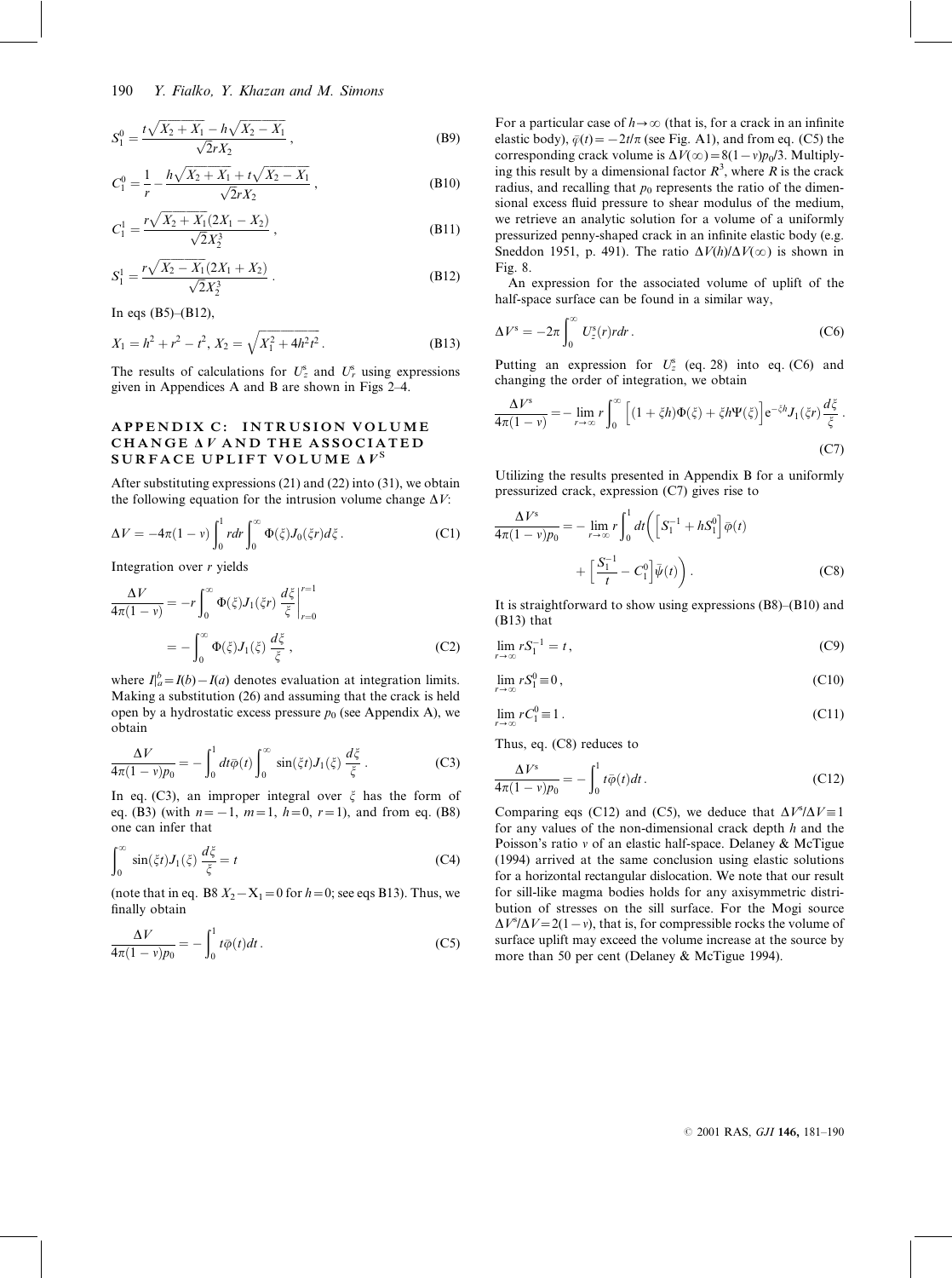$$S_1^0 = \frac{t\sqrt{X_2 + X_1} - h\sqrt{X_2 - X_1}}{\sqrt{2}rX_2}\,, \tag{B9}$$

$$C_1^0 = \frac{1}{r} - \frac{h\sqrt{X_2 + X_1} + t\sqrt{X_2 - X_1}}{\sqrt{2}rX_2}\,, \tag{B10}$$

$$C_1^1 = \frac{r\sqrt{X_2 + X_1}(2X_1 - X_2)}{\sqrt{2}X_2^3}\,, \tag{B11}$$

$$S_1^1 = \frac{r\sqrt{X_2 - X_1}(2X_1 + X_2)}{\sqrt{2}X_2^3}\,. \tag{B12}$$

In eqs (B5)–(B12),

$$X_1 = h^2 + r^2 - t^2,\; X_2 = \sqrt{X_1^2 + 4h^2t^2}\,. \tag{B13}$$

The results of calculations for $U_z^s$ and $U_r^s$ using expressions given in Appendices A and B are shown in Figs 2–4.

## APPENDIX C: INTRUSION VOLUME CHANGE $\Delta V$ AND THE ASSOCIATED SURFACE UPLIFT VOLUME $\Delta V^S$

After substituting expressions (21) and (22) into (31), we obtain the following equation for the intrusion volume change $\Delta V$:

$$\Delta V = -4\pi(1-\nu)\int_0^1 r dr \int_0^\infty \Phi(\xi)J_0(\xi r)d\xi\,. \tag{C1}$$

Integration over $r$ yields

$$\frac{\Delta V}{4\pi(1-\nu)} = -r\int_0^\infty \Phi(\xi)J_1(\xi r)\,\frac{d\xi}{\xi}\Big|_{r=0}^{r=1} = -\int_0^\infty \Phi(\xi)J_1(\xi)\,\frac{d\xi}{\xi}\,, \tag{C2}$$

where $I|_a^b = I(b) - I(a)$ denotes evaluation at integration limits. Making a substitution (26) and assuming that the crack is held open by a hydrostatic excess pressure $p_0$ (see Appendix A), we obtain

$$\frac{\Delta V}{4\pi(1-\nu)p_0} = -\int_0^1 dt\bar{\varphi}(t)\int_0^\infty \sin(\xi t)J_1(\xi)\,\frac{d\xi}{\xi}\,. \tag{C3}$$

In eq. (C3), an improper integral over $\xi$ has the form of eq. (B3) (with $n=-1$, $m=1$, $h=0$, $r=1$), and from eq. (B8) one can infer that

$$\int_0^\infty \sin(\xi t)J_1(\xi)\,\frac{d\xi}{\xi} = t \tag{C4}$$

(note that in eq. B8 $X_2 - X_1 = 0$ for $h=0$; see eqs B13). Thus, we finally obtain

$$\frac{\Delta V}{4\pi(1-\nu)p_0} = -\int_0^1 t\bar{\varphi}(t)dt\,. \tag{C5}$$

For a particular case of $h \to \infty$ (that is, for a crack in an infinite elastic body), $\bar{\varphi}(t) = -2t/\pi$ (see Fig. A1), and from eq. (C5) the corresponding crack volume is $\Delta V(\infty) = 8(1-\nu)p_0/3$. Multiplying this result by a dimensional factor $R^3$, where $R$ is the crack radius, and recalling that $p_0$ represents the ratio of the dimensional excess fluid pressure to shear modulus of the medium, we retrieve an analytic solution for a volume of a uniformly pressurized penny-shaped crack in an infinite elastic body (e.g. Sneddon 1951, p. 491). The ratio $\Delta V(h)/\Delta V(\infty)$ is shown in Fig. 8.

An expression for the associated volume of uplift of the half-space surface can be found in a similar way,

$$\Delta V^s = -2\pi\int_0^\infty U_z^s(r)rdr\,. \tag{C6}$$

Putting an expression for $U_z^s$ (eq. 28) into eq. (C6) and changing the order of integration, we obtain

$$\frac{\Delta V^s}{4\pi(1-\nu)} = -\lim_{r\to\infty} r\int_0^\infty \Big[(1+\xi h)\Phi(\xi) + \xi h\Psi(\xi)\Big]e^{-\xi h}J_1(\xi r)\,\frac{d\xi}{\xi}\,. \tag{C7}$$

Utilizing the results presented in Appendix B for a uniformly pressurized crack, expression (C7) gives rise to

$$\frac{\Delta V^s}{4\pi(1-\nu)p_0} = -\lim_{r\to\infty} r\int_0^1 dt\left(\Big[S_1^{-1} + hS_1^0\Big]\bar{\varphi}(t) + \Big[\frac{S_1^{-1}}{t} - C_1^0\Big]\bar{\psi}(t)\right). \tag{C8}$$

It is straightforward to show using expressions (B8)–(B10) and (B13) that

$$\lim_{r\to\infty} rS_1^{-1} = t\,, \tag{C9}$$

$$\lim_{r\to\infty} rS_1^0 \equiv 0\,, \tag{C10}$$

$$\lim_{r\to\infty} rC_1^0 \equiv 1\,. \tag{C11}$$

Thus, eq. (C8) reduces to

$$\frac{\Delta V^s}{4\pi(1-\nu)p_0} = -\int_0^1 t\bar{\varphi}(t)dt\,. \tag{C12}$$

Comparing eqs (C12) and (C5), we deduce that $\Delta V^s/\Delta V \equiv 1$ for any values of the non-dimensional crack depth $h$ and the Poisson's ratio $\nu$ of an elastic half-space. Delaney & McTigue (1994) arrived at the same conclusion using elastic solutions for a horizontal rectangular dislocation. We note that our result for sill-like magma bodies holds for any axisymmetric distribution of stresses on the sill surface. For the Mogi source $\Delta V^s/\Delta V = 2(1-\nu)$, that is, for compressible rocks the volume of surface uplift may exceed the volume increase at the source by more than 50 per cent (Delaney & McTigue 1994).